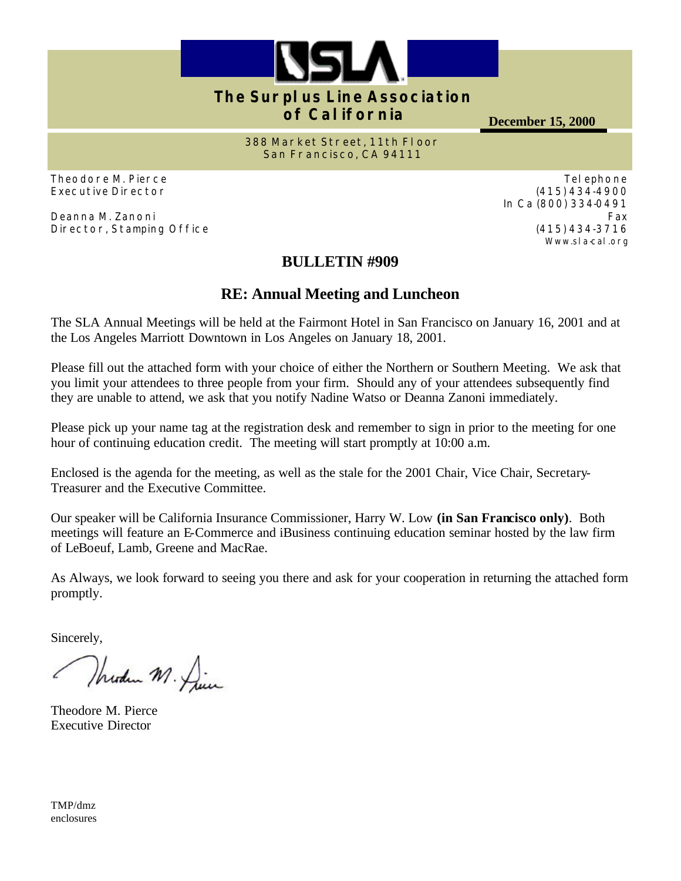# The Surplus Line Association of California

**December 15, 2000**

388 Market Street, 11th Floor
San Francisco, CA 94111

Theodore M. Pierce
Executive Director

Deanna M. Zanoni
Director, Stamping Office

Telephone
(415) 434-4900
In Ca (800) 334-0491
Fax
(415) 434-3716
Www.sla-cal.org

## BULLETIN #909

## RE: Annual Meeting and Luncheon

The SLA Annual Meetings will be held at the Fairmont Hotel in San Francisco on January 16, 2001 and at the Los Angeles Marriott Downtown in Los Angeles on January 18, 2001.

Please fill out the attached form with your choice of either the Northern or Southern Meeting. We ask that you limit your attendees to three people from your firm. Should any of your attendees subsequently find they are unable to attend, we ask that you notify Nadine Watso or Deanna Zanoni immediately.

Please pick up your name tag at the registration desk and remember to sign in prior to the meeting for one hour of continuing education credit. The meeting will start promptly at 10:00 a.m.

Enclosed is the agenda for the meeting, as well as the stale for the 2001 Chair, Vice Chair, Secretary-Treasurer and the Executive Committee.

Our speaker will be California Insurance Commissioner, Harry W. Low **(in San Francisco only)**. Both meetings will feature an E-Commerce and iBusiness continuing education seminar hosted by the law firm of LeBoeuf, Lamb, Greene and MacRae.

As Always, we look forward to seeing you there and ask for your cooperation in returning the attached form promptly.

Sincerely,

Theodore M. Pierce
Executive Director

TMP/dmz
enclosures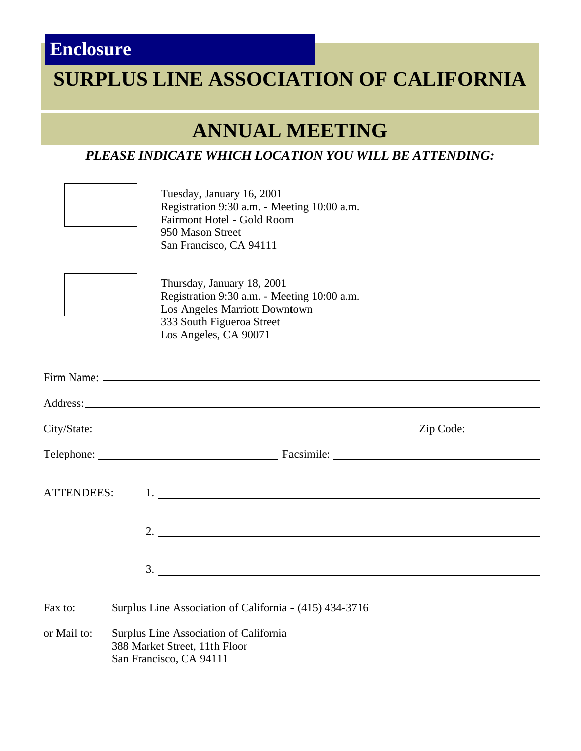**Enclosure**

# SURPLUS LINE ASSOCIATION OF CALIFORNIA

## ANNUAL MEETING

***PLEASE INDICATE WHICH LOCATION YOU WILL BE ATTENDING:***

☐ Tuesday, January 16, 2001
Registration 9:30 a.m. - Meeting 10:00 a.m.
Fairmont Hotel - Gold Room
950 Mason Street
San Francisco, CA 94111

☐ Thursday, January 18, 2001
Registration 9:30 a.m. - Meeting 10:00 a.m.
Los Angeles Marriott Downtown
333 South Figueroa Street
Los Angeles, CA 90071

Firm Name: ____________________________________________

Address: ____________________________________________

City/State: ______________________________ Zip Code: __________

Telephone: ______________________ Facsimile: ______________________

ATTENDEES:

1. ____________________________________________

2. ____________________________________________

3. ____________________________________________

Fax to: Surplus Line Association of California - (415) 434-3716

or Mail to: Surplus Line Association of California
388 Market Street, 11th Floor
San Francisco, CA 94111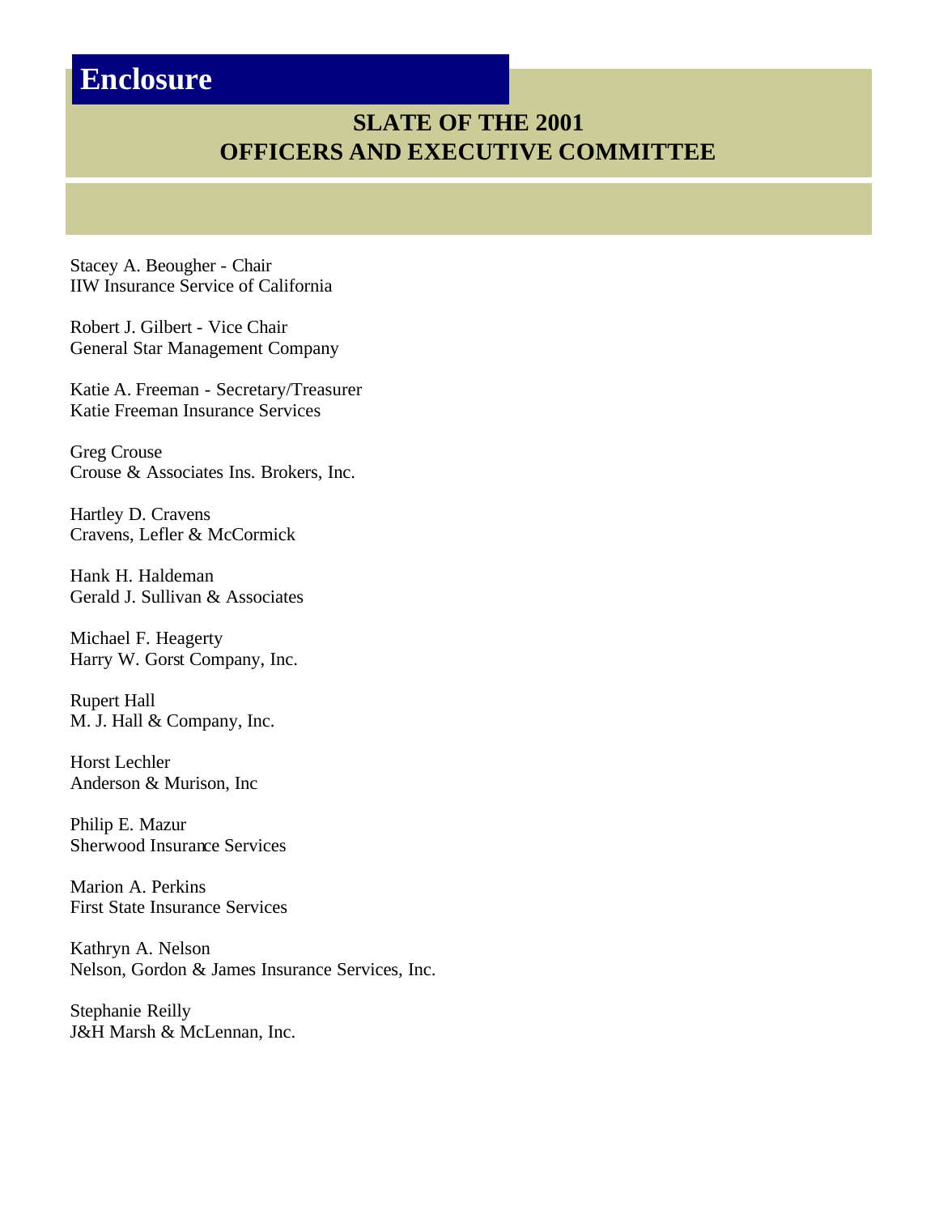# Enclosure

## SLATE OF THE 2001 OFFICERS AND EXECUTIVE COMMITTEE

Stacey A. Beougher - Chair
IIW Insurance Service of California

Robert J. Gilbert - Vice Chair
General Star Management Company

Katie A. Freeman - Secretary/Treasurer
Katie Freeman Insurance Services

Greg Crouse
Crouse & Associates Ins. Brokers, Inc.

Hartley D. Cravens
Cravens, Lefler & McCormick

Hank H. Haldeman
Gerald J. Sullivan & Associates

Michael F. Heagerty
Harry W. Gorst Company, Inc.

Rupert Hall
M. J. Hall & Company, Inc.

Horst Lechler
Anderson & Murison, Inc

Philip E. Mazur
Sherwood Insurance Services

Marion A. Perkins
First State Insurance Services

Kathryn A. Nelson
Nelson, Gordon & James Insurance Services, Inc.

Stephanie Reilly
J&H Marsh & McLennan, Inc.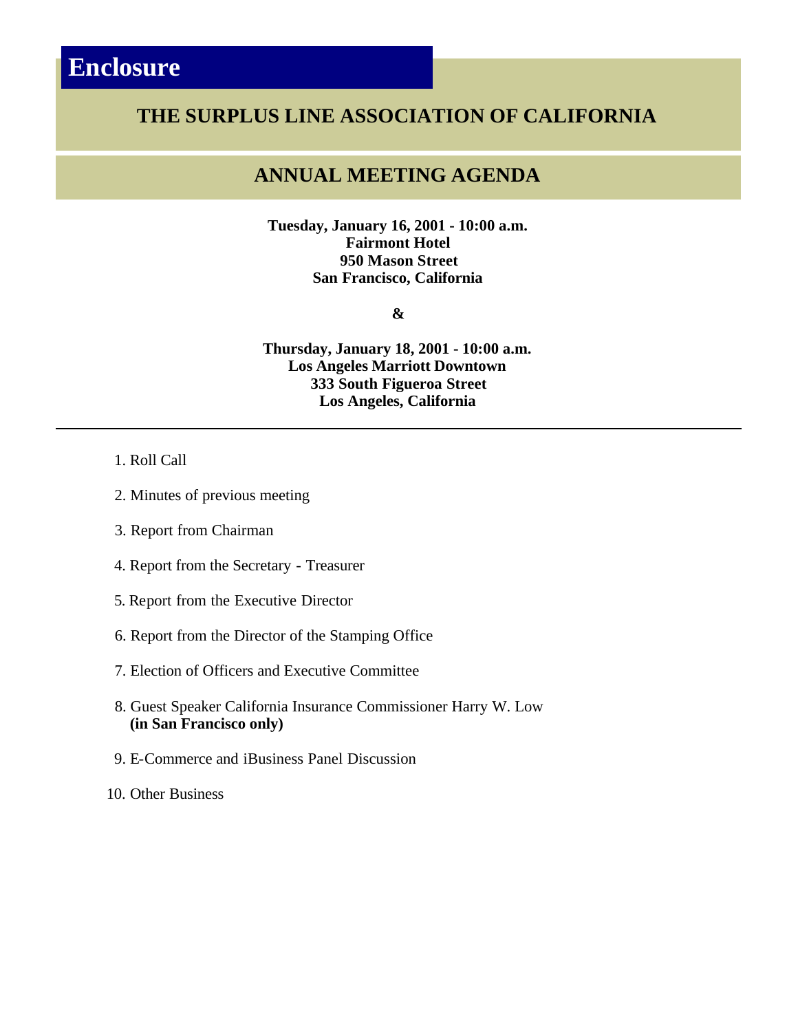# Enclosure

## THE SURPLUS LINE ASSOCIATION OF CALIFORNIA

## ANNUAL MEETING AGENDA

**Tuesday, January 16, 2001 - 10:00 a.m.**
**Fairmont Hotel**
**950 Mason Street**
**San Francisco, California**

**&**

**Thursday, January 18, 2001 - 10:00 a.m.**
**Los Angeles Marriott Downtown**
**333 South Figueroa Street**
**Los Angeles, California**

---

1. Roll Call
2. Minutes of previous meeting
3. Report from Chairman
4. Report from the Secretary - Treasurer
5. Report from the Executive Director
6. Report from the Director of the Stamping Office
7. Election of Officers and Executive Committee
8. Guest Speaker California Insurance Commissioner Harry W. Low
   **(in San Francisco only)**
9. E-Commerce and iBusiness Panel Discussion
10. Other Business